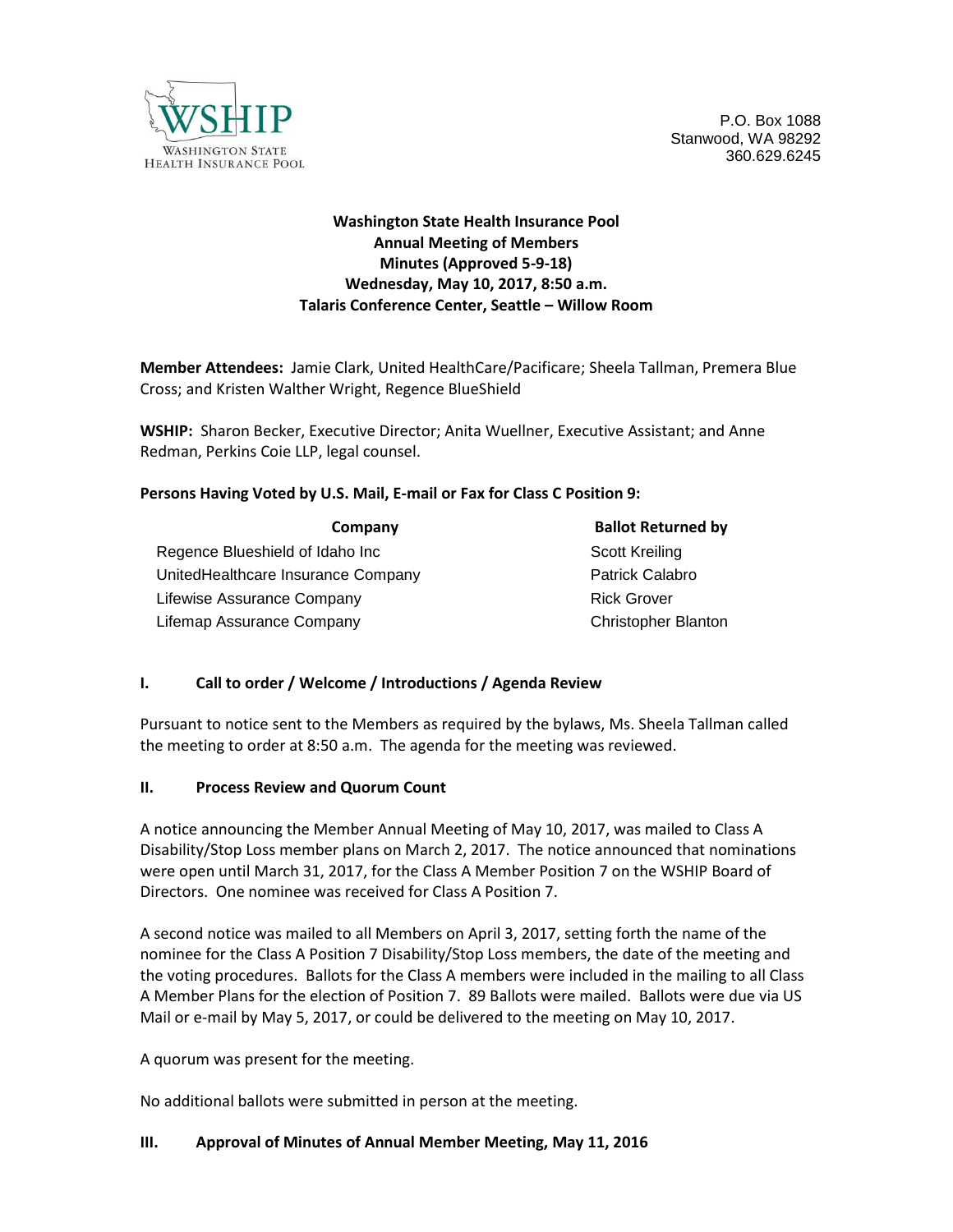WASHINGTON STATE HEALTH INSURANCE POOL

P.O. Box 1088
Stanwood, WA 98292
360.629.6245

**Washington State Health Insurance Pool**
**Annual Meeting of Members**
**Minutes (Approved 5-9-18)**
**Wednesday, May 10, 2017, 8:50 a.m.**
**Talaris Conference Center, Seattle – Willow Room**

**Member Attendees:** Jamie Clark, United HealthCare/Pacificare; Sheela Tallman, Premera Blue Cross; and Kristen Walther Wright, Regence BlueShield

**WSHIP:** Sharon Becker, Executive Director; Anita Wuellner, Executive Assistant; and Anne Redman, Perkins Coie LLP, legal counsel.

**Persons Having Voted by U.S. Mail, E-mail or Fax for Class C Position 9:**

| Company | Ballot Returned by |
|---|---|
| Regence Blueshield of Idaho Inc | Scott Kreiling |
| UnitedHealthcare Insurance Company | Patrick Calabro |
| Lifewise Assurance Company | Rick Grover |
| Lifemap Assurance Company | Christopher Blanton |

## I. Call to order / Welcome / Introductions / Agenda Review

Pursuant to notice sent to the Members as required by the bylaws, Ms. Sheela Tallman called the meeting to order at 8:50 a.m. The agenda for the meeting was reviewed.

## II. Process Review and Quorum Count

A notice announcing the Member Annual Meeting of May 10, 2017, was mailed to Class A Disability/Stop Loss member plans on March 2, 2017. The notice announced that nominations were open until March 31, 2017, for the Class A Member Position 7 on the WSHIP Board of Directors. One nominee was received for Class A Position 7.

A second notice was mailed to all Members on April 3, 2017, setting forth the name of the nominee for the Class A Position 7 Disability/Stop Loss members, the date of the meeting and the voting procedures. Ballots for the Class A members were included in the mailing to all Class A Member Plans for the election of Position 7. 89 Ballots were mailed. Ballots were due via US Mail or e-mail by May 5, 2017, or could be delivered to the meeting on May 10, 2017.

A quorum was present for the meeting.

No additional ballots were submitted in person at the meeting.

## III. Approval of Minutes of Annual Member Meeting, May 11, 2016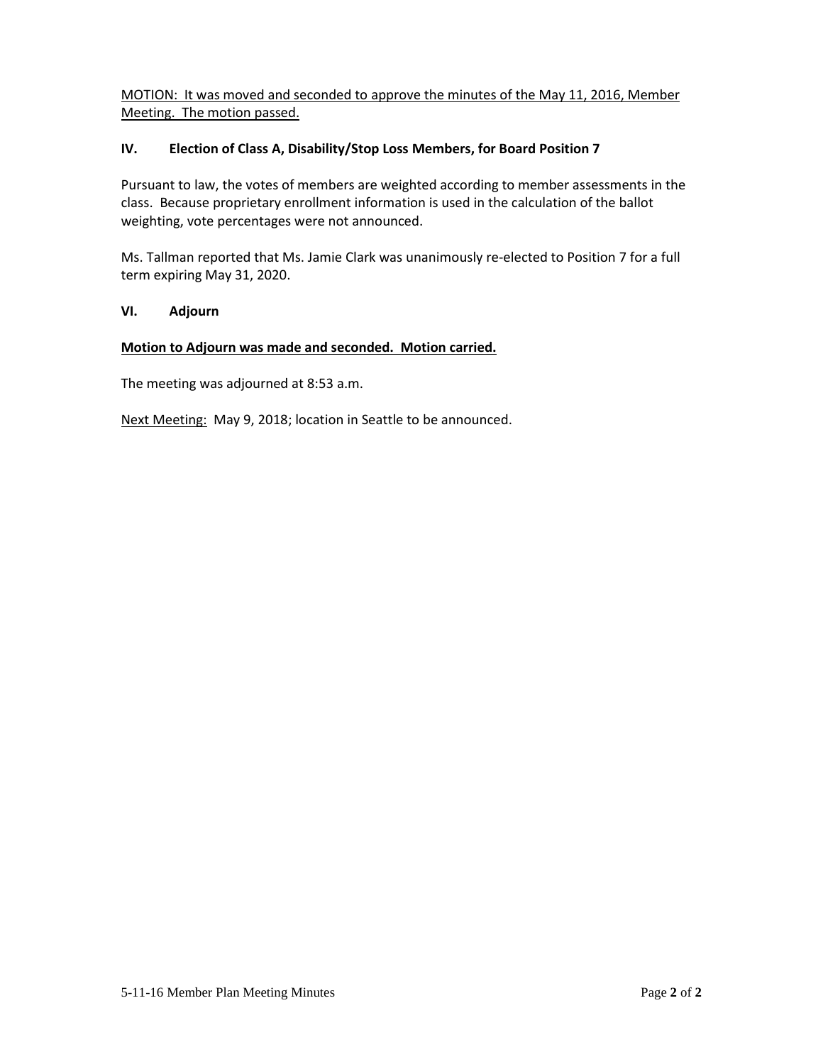MOTION: It was moved and seconded to approve the minutes of the May 11, 2016, Member Meeting. The motion passed.

## IV. Election of Class A, Disability/Stop Loss Members, for Board Position 7

Pursuant to law, the votes of members are weighted according to member assessments in the class. Because proprietary enrollment information is used in the calculation of the ballot weighting, vote percentages were not announced.

Ms. Tallman reported that Ms. Jamie Clark was unanimously re-elected to Position 7 for a full term expiring May 31, 2020.

## VI. Adjourn

**Motion to Adjourn was made and seconded. Motion carried.**

The meeting was adjourned at 8:53 a.m.

Next Meeting: May 9, 2018; location in Seattle to be announced.